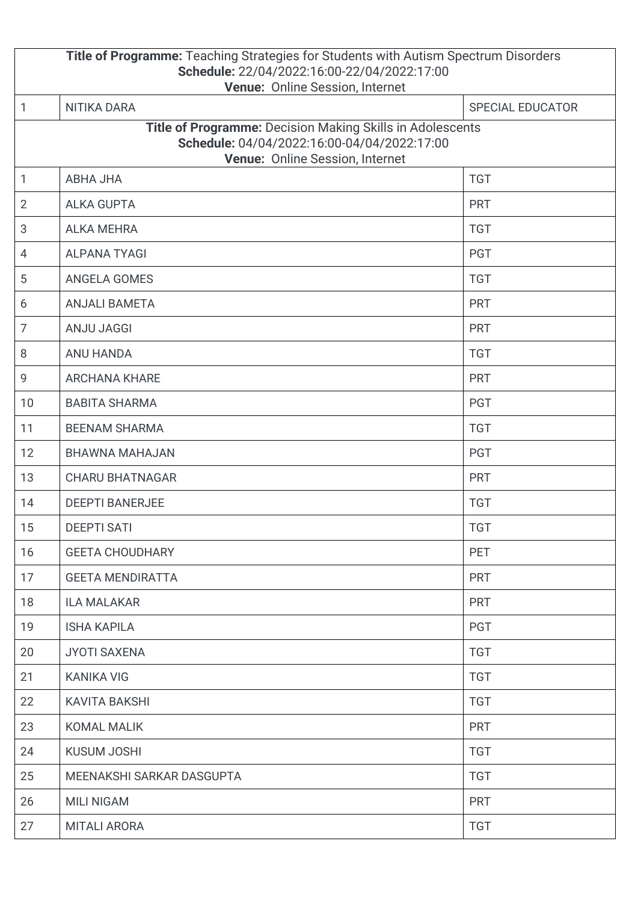**Title of Programme:** Teaching Strategies for Students with Autism Spectrum Disorders
**Schedule:** 22/04/2022:16:00-22/04/2022:17:00
**Venue:** Online Session, Internet

| | | |
|---|---|---|
| 1 | NITIKA DARA | SPECIAL EDUCATOR |

**Title of Programme:** Decision Making Skills in Adolescents
**Schedule:** 04/04/2022:16:00-04/04/2022:17:00
**Venue:** Online Session, Internet

| | | |
|---|---|---|
| 1 | ABHA JHA | TGT |
| 2 | ALKA GUPTA | PRT |
| 3 | ALKA MEHRA | TGT |
| 4 | ALPANA TYAGI | PGT |
| 5 | ANGELA GOMES | TGT |
| 6 | ANJALI BAMETA | PRT |
| 7 | ANJU JAGGI | PRT |
| 8 | ANU HANDA | TGT |
| 9 | ARCHANA KHARE | PRT |
| 10 | BABITA SHARMA | PGT |
| 11 | BEENAM SHARMA | TGT |
| 12 | BHAWNA MAHAJAN | PGT |
| 13 | CHARU BHATNAGAR | PRT |
| 14 | DEEPTI BANERJEE | TGT |
| 15 | DEEPTI SATI | TGT |
| 16 | GEETA CHOUDHARY | PET |
| 17 | GEETA MENDIRATTA | PRT |
| 18 | ILA MALAKAR | PRT |
| 19 | ISHA KAPILA | PGT |
| 20 | JYOTI SAXENA | TGT |
| 21 | KANIKA VIG | TGT |
| 22 | KAVITA BAKSHI | TGT |
| 23 | KOMAL MALIK | PRT |
| 24 | KUSUM JOSHI | TGT |
| 25 | MEENAKSHI SARKAR DASGUPTA | TGT |
| 26 | MILI NIGAM | PRT |
| 27 | MITALI ARORA | TGT |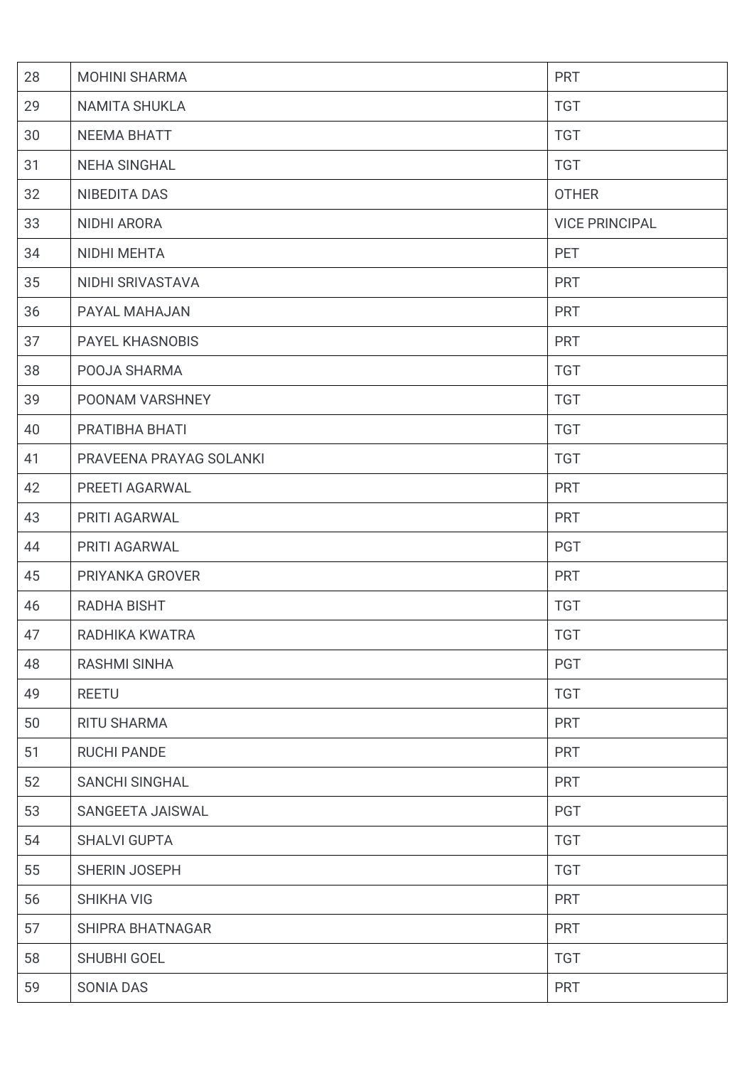| | | |
|---|---|---|
| 28 | MOHINI SHARMA | PRT |
| 29 | NAMITA SHUKLA | TGT |
| 30 | NEEMA BHATT | TGT |
| 31 | NEHA SINGHAL | TGT |
| 32 | NIBEDITA DAS | OTHER |
| 33 | NIDHI ARORA | VICE PRINCIPAL |
| 34 | NIDHI MEHTA | PET |
| 35 | NIDHI SRIVASTAVA | PRT |
| 36 | PAYAL MAHAJAN | PRT |
| 37 | PAYEL KHASNOBIS | PRT |
| 38 | POOJA SHARMA | TGT |
| 39 | POONAM VARSHNEY | TGT |
| 40 | PRATIBHA BHATI | TGT |
| 41 | PRAVEENA PRAYAG SOLANKI | TGT |
| 42 | PREETI AGARWAL | PRT |
| 43 | PRITI AGARWAL | PRT |
| 44 | PRITI AGARWAL | PGT |
| 45 | PRIYANKA GROVER | PRT |
| 46 | RADHA BISHT | TGT |
| 47 | RADHIKA KWATRA | TGT |
| 48 | RASHMI SINHA | PGT |
| 49 | REETU | TGT |
| 50 | RITU SHARMA | PRT |
| 51 | RUCHI PANDE | PRT |
| 52 | SANCHI SINGHAL | PRT |
| 53 | SANGEETA JAISWAL | PGT |
| 54 | SHALVI GUPTA | TGT |
| 55 | SHERIN JOSEPH | TGT |
| 56 | SHIKHA VIG | PRT |
| 57 | SHIPRA BHATNAGAR | PRT |
| 58 | SHUBHI GOEL | TGT |
| 59 | SONIA DAS | PRT |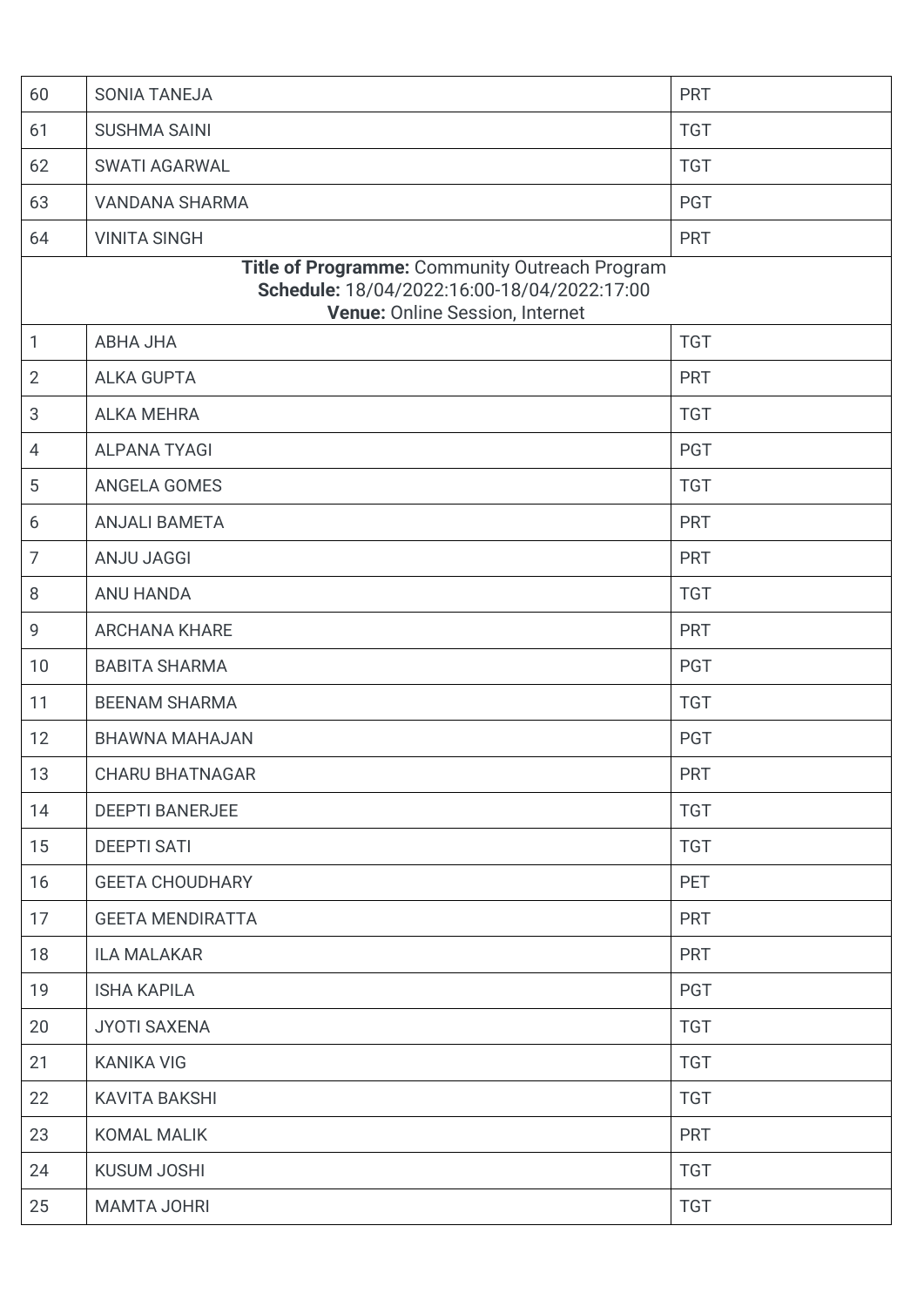| | | |
|---|---|---|
| 60 | SONIA TANEJA | PRT |
| 61 | SUSHMA SAINI | TGT |
| 62 | SWATI AGARWAL | TGT |
| 63 | VANDANA SHARMA | PGT |
| 64 | VINITA SINGH | PRT |

**Title of Programme:** Community Outreach Program
**Schedule:** 18/04/2022:16:00-18/04/2022:17:00
**Venue:** Online Session, Internet

| | | |
|---|---|---|
| 1 | ABHA JHA | TGT |
| 2 | ALKA GUPTA | PRT |
| 3 | ALKA MEHRA | TGT |
| 4 | ALPANA TYAGI | PGT |
| 5 | ANGELA GOMES | TGT |
| 6 | ANJALI BAMETA | PRT |
| 7 | ANJU JAGGI | PRT |
| 8 | ANU HANDA | TGT |
| 9 | ARCHANA KHARE | PRT |
| 10 | BABITA SHARMA | PGT |
| 11 | BEENAM SHARMA | TGT |
| 12 | BHAWNA MAHAJAN | PGT |
| 13 | CHARU BHATNAGAR | PRT |
| 14 | DEEPTI BANERJEE | TGT |
| 15 | DEEPTI SATI | TGT |
| 16 | GEETA CHOUDHARY | PET |
| 17 | GEETA MENDIRATTA | PRT |
| 18 | ILA MALAKAR | PRT |
| 19 | ISHA KAPILA | PGT |
| 20 | JYOTI SAXENA | TGT |
| 21 | KANIKA VIG | TGT |
| 22 | KAVITA BAKSHI | TGT |
| 23 | KOMAL MALIK | PRT |
| 24 | KUSUM JOSHI | TGT |
| 25 | MAMTA JOHRI | TGT |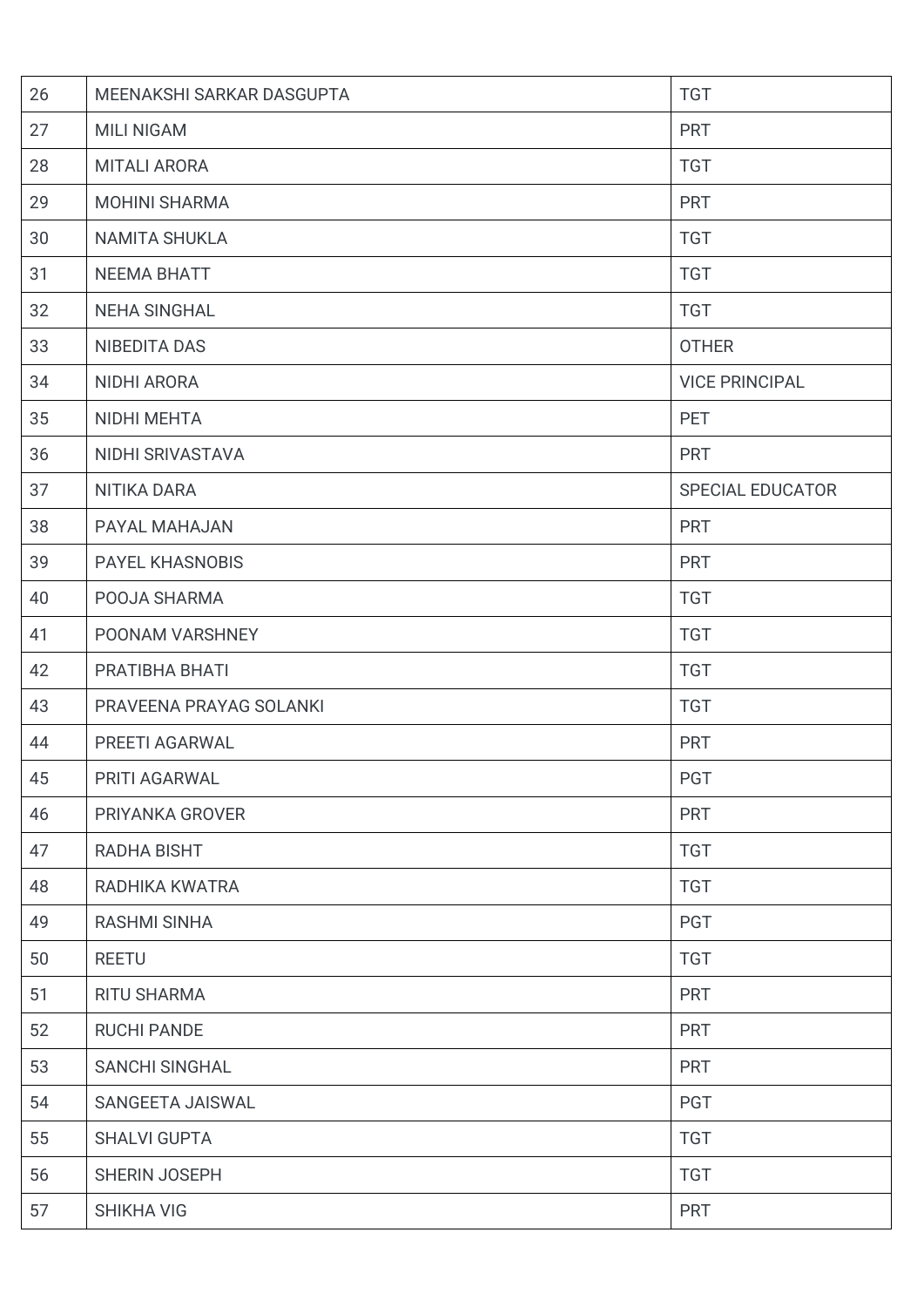| | | |
|---|---|---|
| 26 | MEENAKSHI SARKAR DASGUPTA | TGT |
| 27 | MILI NIGAM | PRT |
| 28 | MITALI ARORA | TGT |
| 29 | MOHINI SHARMA | PRT |
| 30 | NAMITA SHUKLA | TGT |
| 31 | NEEMA BHATT | TGT |
| 32 | NEHA SINGHAL | TGT |
| 33 | NIBEDITA DAS | OTHER |
| 34 | NIDHI ARORA | VICE PRINCIPAL |
| 35 | NIDHI MEHTA | PET |
| 36 | NIDHI SRIVASTAVA | PRT |
| 37 | NITIKA DARA | SPECIAL EDUCATOR |
| 38 | PAYAL MAHAJAN | PRT |
| 39 | PAYEL KHASNOBIS | PRT |
| 40 | POOJA SHARMA | TGT |
| 41 | POONAM VARSHNEY | TGT |
| 42 | PRATIBHA BHATI | TGT |
| 43 | PRAVEENA PRAYAG SOLANKI | TGT |
| 44 | PREETI AGARWAL | PRT |
| 45 | PRITI AGARWAL | PGT |
| 46 | PRIYANKA GROVER | PRT |
| 47 | RADHA BISHT | TGT |
| 48 | RADHIKA KWATRA | TGT |
| 49 | RASHMI SINHA | PGT |
| 50 | REETU | TGT |
| 51 | RITU SHARMA | PRT |
| 52 | RUCHI PANDE | PRT |
| 53 | SANCHI SINGHAL | PRT |
| 54 | SANGEETA JAISWAL | PGT |
| 55 | SHALVI GUPTA | TGT |
| 56 | SHERIN JOSEPH | TGT |
| 57 | SHIKHA VIG | PRT |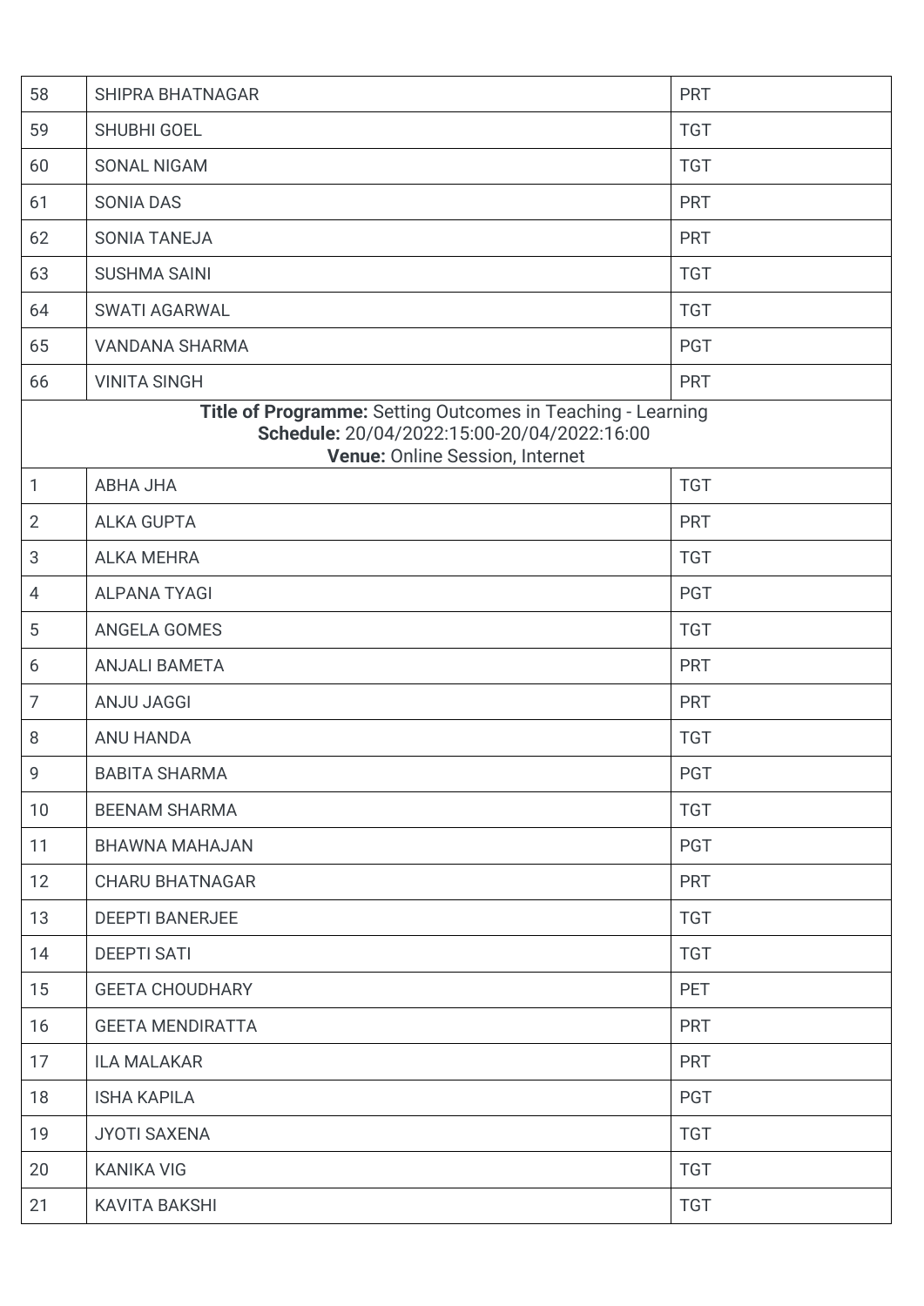| | | |
|---|---|---|
| 58 | SHIPRA BHATNAGAR | PRT |
| 59 | SHUBHI GOEL | TGT |
| 60 | SONAL NIGAM | TGT |
| 61 | SONIA DAS | PRT |
| 62 | SONIA TANEJA | PRT |
| 63 | SUSHMA SAINI | TGT |
| 64 | SWATI AGARWAL | TGT |
| 65 | VANDANA SHARMA | PGT |
| 66 | VINITA SINGH | PRT |

**Title of Programme:** Setting Outcomes in Teaching - Learning
**Schedule:** 20/04/2022:15:00-20/04/2022:16:00
**Venue:** Online Session, Internet

| | | |
|---|---|---|
| 1 | ABHA JHA | TGT |
| 2 | ALKA GUPTA | PRT |
| 3 | ALKA MEHRA | TGT |
| 4 | ALPANA TYAGI | PGT |
| 5 | ANGELA GOMES | TGT |
| 6 | ANJALI BAMETA | PRT |
| 7 | ANJU JAGGI | PRT |
| 8 | ANU HANDA | TGT |
| 9 | BABITA SHARMA | PGT |
| 10 | BEENAM SHARMA | TGT |
| 11 | BHAWNA MAHAJAN | PGT |
| 12 | CHARU BHATNAGAR | PRT |
| 13 | DEEPTI BANERJEE | TGT |
| 14 | DEEPTI SATI | TGT |
| 15 | GEETA CHOUDHARY | PET |
| 16 | GEETA MENDIRATTA | PRT |
| 17 | ILA MALAKAR | PRT |
| 18 | ISHA KAPILA | PGT |
| 19 | JYOTI SAXENA | TGT |
| 20 | KANIKA VIG | TGT |
| 21 | KAVITA BAKSHI | TGT |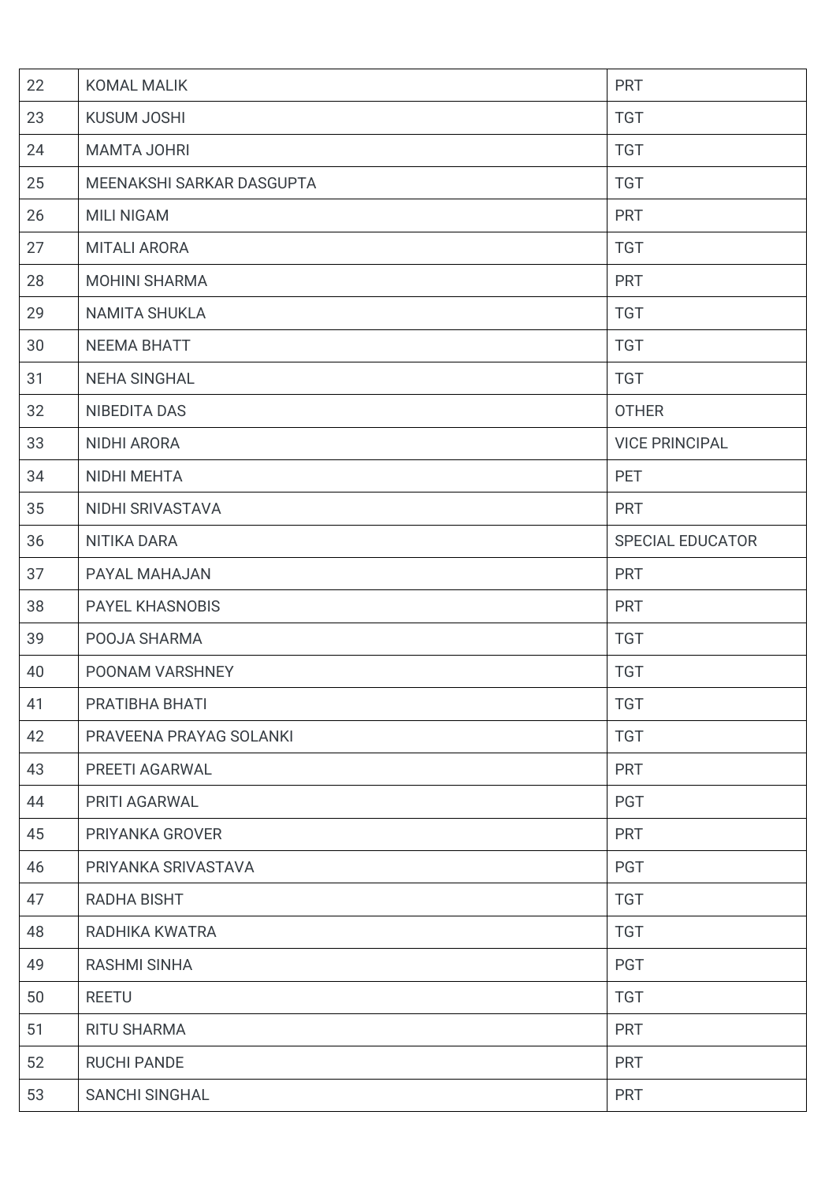| | | |
|---|---|---|
| 22 | KOMAL MALIK | PRT |
| 23 | KUSUM JOSHI | TGT |
| 24 | MAMTA JOHRI | TGT |
| 25 | MEENAKSHI SARKAR DASGUPTA | TGT |
| 26 | MILI NIGAM | PRT |
| 27 | MITALI ARORA | TGT |
| 28 | MOHINI SHARMA | PRT |
| 29 | NAMITA SHUKLA | TGT |
| 30 | NEEMA BHATT | TGT |
| 31 | NEHA SINGHAL | TGT |
| 32 | NIBEDITA DAS | OTHER |
| 33 | NIDHI ARORA | VICE PRINCIPAL |
| 34 | NIDHI MEHTA | PET |
| 35 | NIDHI SRIVASTAVA | PRT |
| 36 | NITIKA DARA | SPECIAL EDUCATOR |
| 37 | PAYAL MAHAJAN | PRT |
| 38 | PAYEL KHASNOBIS | PRT |
| 39 | POOJA SHARMA | TGT |
| 40 | POONAM VARSHNEY | TGT |
| 41 | PRATIBHA BHATI | TGT |
| 42 | PRAVEENA PRAYAG SOLANKI | TGT |
| 43 | PREETI AGARWAL | PRT |
| 44 | PRITI AGARWAL | PGT |
| 45 | PRIYANKA GROVER | PRT |
| 46 | PRIYANKA SRIVASTAVA | PGT |
| 47 | RADHA BISHT | TGT |
| 48 | RADHIKA KWATRA | TGT |
| 49 | RASHMI SINHA | PGT |
| 50 | REETU | TGT |
| 51 | RITU SHARMA | PRT |
| 52 | RUCHI PANDE | PRT |
| 53 | SANCHI SINGHAL | PRT |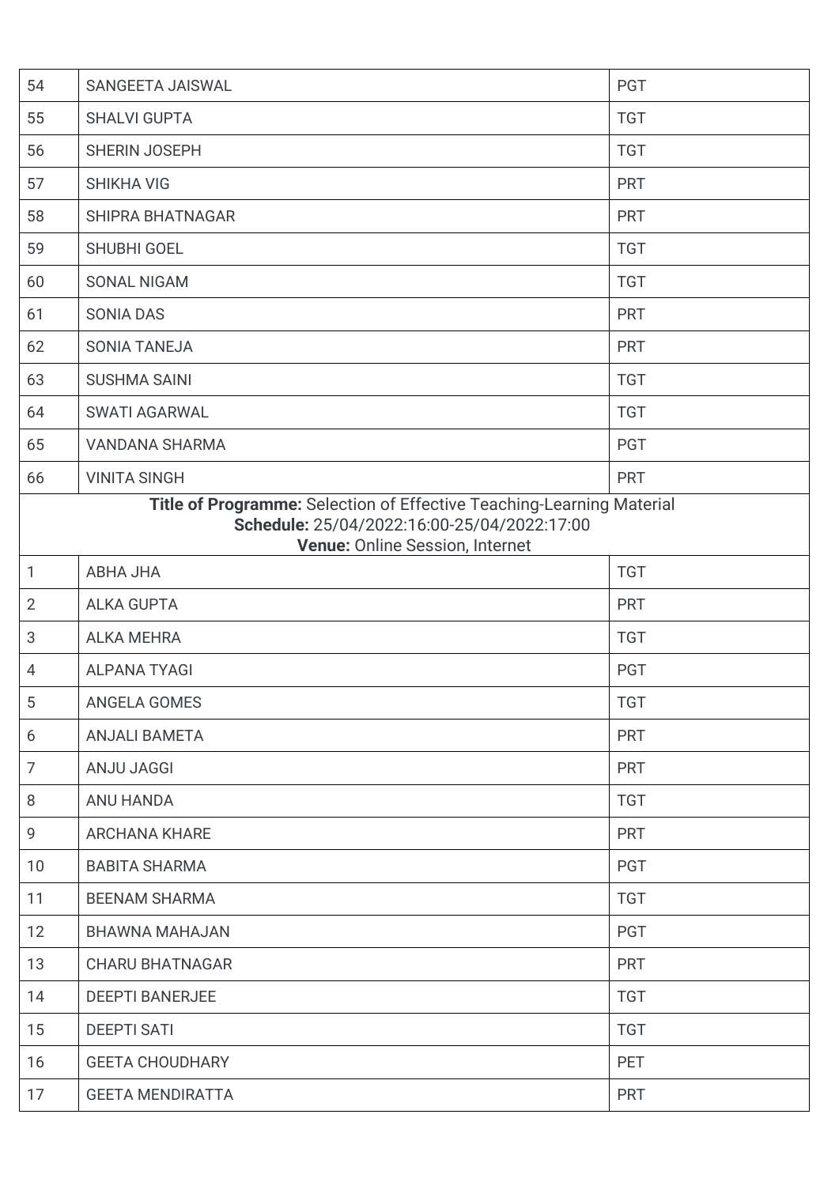| | | |
|---|---|---|
| 54 | SANGEETA JAISWAL | PGT |
| 55 | SHALVI GUPTA | TGT |
| 56 | SHERIN JOSEPH | TGT |
| 57 | SHIKHA VIG | PRT |
| 58 | SHIPRA BHATNAGAR | PRT |
| 59 | SHUBHI GOEL | TGT |
| 60 | SONAL NIGAM | TGT |
| 61 | SONIA DAS | PRT |
| 62 | SONIA TANEJA | PRT |
| 63 | SUSHMA SAINI | TGT |
| 64 | SWATI AGARWAL | TGT |
| 65 | VANDANA SHARMA | PGT |
| 66 | VINITA SINGH | PRT |

**Title of Programme:** Selection of Effective Teaching-Learning Material
**Schedule:** 25/04/2022:16:00-25/04/2022:17:00
**Venue:** Online Session, Internet

| | | |
|---|---|---|
| 1 | ABHA JHA | TGT |
| 2 | ALKA GUPTA | PRT |
| 3 | ALKA MEHRA | TGT |
| 4 | ALPANA TYAGI | PGT |
| 5 | ANGELA GOMES | TGT |
| 6 | ANJALI BAMETA | PRT |
| 7 | ANJU JAGGI | PRT |
| 8 | ANU HANDA | TGT |
| 9 | ARCHANA KHARE | PRT |
| 10 | BABITA SHARMA | PGT |
| 11 | BEENAM SHARMA | TGT |
| 12 | BHAWNA MAHAJAN | PGT |
| 13 | CHARU BHATNAGAR | PRT |
| 14 | DEEPTI BANERJEE | TGT |
| 15 | DEEPTI SATI | TGT |
| 16 | GEETA CHOUDHARY | PET |
| 17 | GEETA MENDIRATTA | PRT |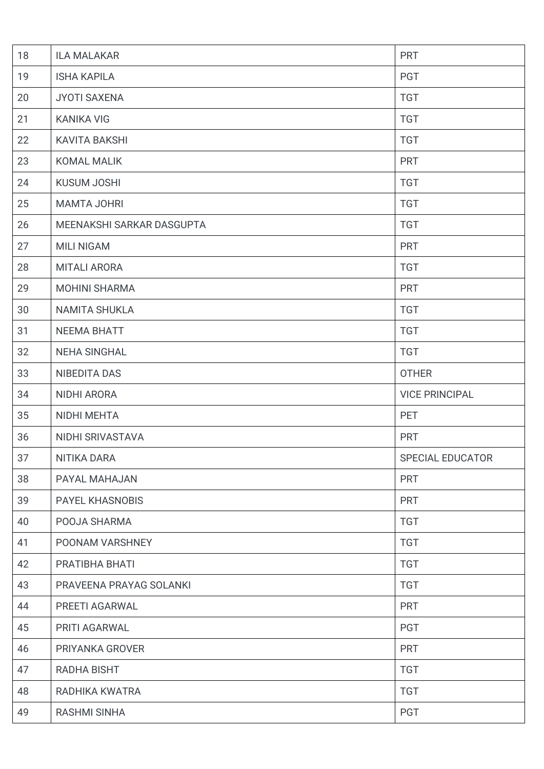| | | |
|---|---|---|
| 18 | ILA MALAKAR | PRT |
| 19 | ISHA KAPILA | PGT |
| 20 | JYOTI SAXENA | TGT |
| 21 | KANIKA VIG | TGT |
| 22 | KAVITA BAKSHI | TGT |
| 23 | KOMAL MALIK | PRT |
| 24 | KUSUM JOSHI | TGT |
| 25 | MAMTA JOHRI | TGT |
| 26 | MEENAKSHI SARKAR DASGUPTA | TGT |
| 27 | MILI NIGAM | PRT |
| 28 | MITALI ARORA | TGT |
| 29 | MOHINI SHARMA | PRT |
| 30 | NAMITA SHUKLA | TGT |
| 31 | NEEMA BHATT | TGT |
| 32 | NEHA SINGHAL | TGT |
| 33 | NIBEDITA DAS | OTHER |
| 34 | NIDHI ARORA | VICE PRINCIPAL |
| 35 | NIDHI MEHTA | PET |
| 36 | NIDHI SRIVASTAVA | PRT |
| 37 | NITIKA DARA | SPECIAL EDUCATOR |
| 38 | PAYAL MAHAJAN | PRT |
| 39 | PAYEL KHASNOBIS | PRT |
| 40 | POOJA SHARMA | TGT |
| 41 | POONAM VARSHNEY | TGT |
| 42 | PRATIBHA BHATI | TGT |
| 43 | PRAVEENA PRAYAG SOLANKI | TGT |
| 44 | PREETI AGARWAL | PRT |
| 45 | PRITI AGARWAL | PGT |
| 46 | PRIYANKA GROVER | PRT |
| 47 | RADHA BISHT | TGT |
| 48 | RADHIKA KWATRA | TGT |
| 49 | RASHMI SINHA | PGT |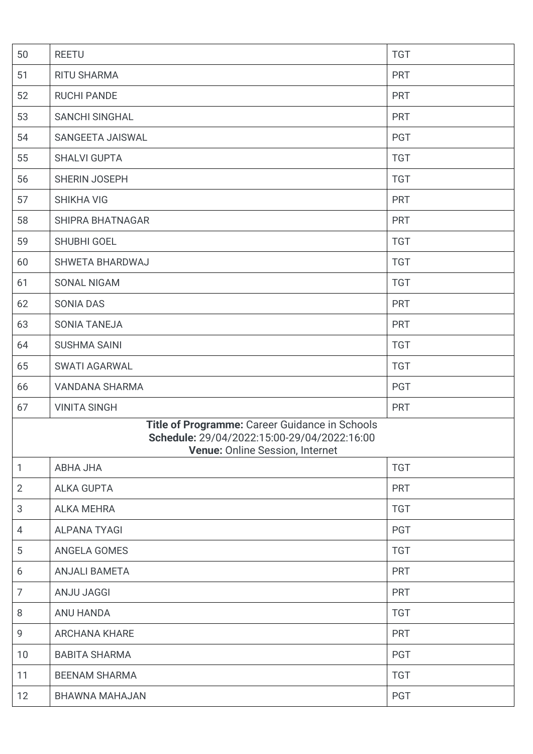| | | |
|---|---|---|
| 50 | REETU | TGT |
| 51 | RITU SHARMA | PRT |
| 52 | RUCHI PANDE | PRT |
| 53 | SANCHI SINGHAL | PRT |
| 54 | SANGEETA JAISWAL | PGT |
| 55 | SHALVI GUPTA | TGT |
| 56 | SHERIN JOSEPH | TGT |
| 57 | SHIKHA VIG | PRT |
| 58 | SHIPRA BHATNAGAR | PRT |
| 59 | SHUBHI GOEL | TGT |
| 60 | SHWETA BHARDWAJ | TGT |
| 61 | SONAL NIGAM | TGT |
| 62 | SONIA DAS | PRT |
| 63 | SONIA TANEJA | PRT |
| 64 | SUSHMA SAINI | TGT |
| 65 | SWATI AGARWAL | TGT |
| 66 | VANDANA SHARMA | PGT |
| 67 | VINITA SINGH | PRT |

**Title of Programme:** Career Guidance in Schools
**Schedule:** 29/04/2022:15:00-29/04/2022:16:00
**Venue:** Online Session, Internet

| | | |
|---|---|---|
| 1 | ABHA JHA | TGT |
| 2 | ALKA GUPTA | PRT |
| 3 | ALKA MEHRA | TGT |
| 4 | ALPANA TYAGI | PGT |
| 5 | ANGELA GOMES | TGT |
| 6 | ANJALI BAMETA | PRT |
| 7 | ANJU JAGGI | PRT |
| 8 | ANU HANDA | TGT |
| 9 | ARCHANA KHARE | PRT |
| 10 | BABITA SHARMA | PGT |
| 11 | BEENAM SHARMA | TGT |
| 12 | BHAWNA MAHAJAN | PGT |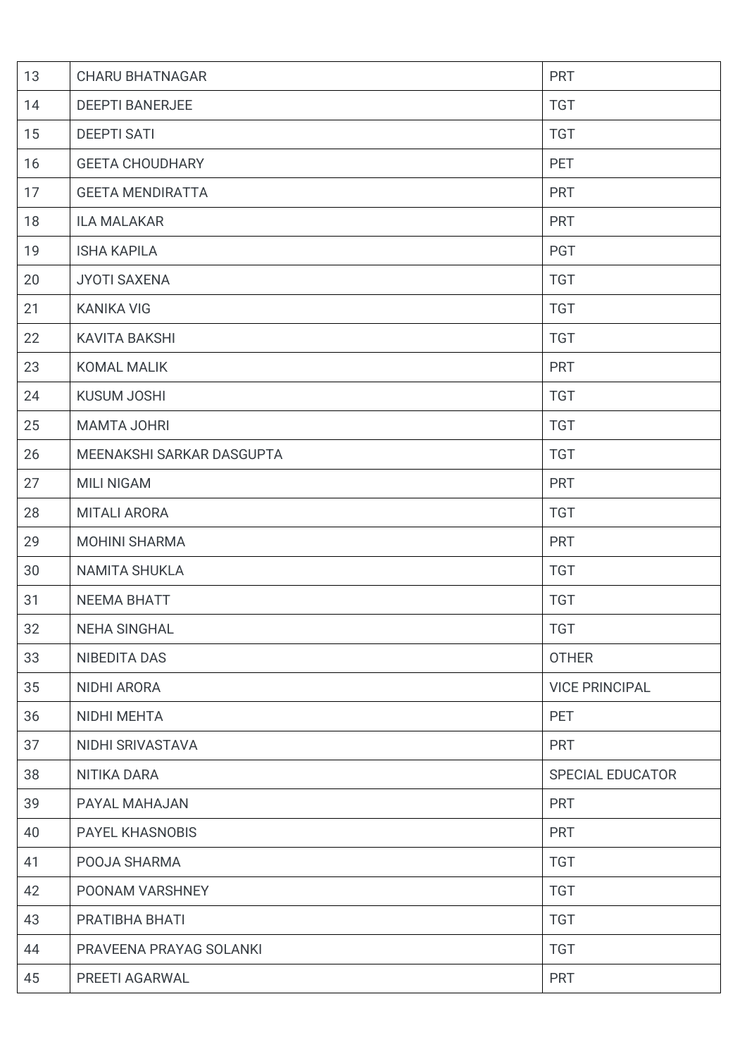| | | |
|---|---|---|
| 13 | CHARU BHATNAGAR | PRT |
| 14 | DEEPTI BANERJEE | TGT |
| 15 | DEEPTI SATI | TGT |
| 16 | GEETA CHOUDHARY | PET |
| 17 | GEETA MENDIRATTA | PRT |
| 18 | ILA MALAKAR | PRT |
| 19 | ISHA KAPILA | PGT |
| 20 | JYOTI SAXENA | TGT |
| 21 | KANIKA VIG | TGT |
| 22 | KAVITA BAKSHI | TGT |
| 23 | KOMAL MALIK | PRT |
| 24 | KUSUM JOSHI | TGT |
| 25 | MAMTA JOHRI | TGT |
| 26 | MEENAKSHI SARKAR DASGUPTA | TGT |
| 27 | MILI NIGAM | PRT |
| 28 | MITALI ARORA | TGT |
| 29 | MOHINI SHARMA | PRT |
| 30 | NAMITA SHUKLA | TGT |
| 31 | NEEMA BHATT | TGT |
| 32 | NEHA SINGHAL | TGT |
| 33 | NIBEDITA DAS | OTHER |
| 35 | NIDHI ARORA | VICE PRINCIPAL |
| 36 | NIDHI MEHTA | PET |
| 37 | NIDHI SRIVASTAVA | PRT |
| 38 | NITIKA DARA | SPECIAL EDUCATOR |
| 39 | PAYAL MAHAJAN | PRT |
| 40 | PAYEL KHASNOBIS | PRT |
| 41 | POOJA SHARMA | TGT |
| 42 | POONAM VARSHNEY | TGT |
| 43 | PRATIBHA BHATI | TGT |
| 44 | PRAVEENA PRAYAG SOLANKI | TGT |
| 45 | PREETI AGARWAL | PRT |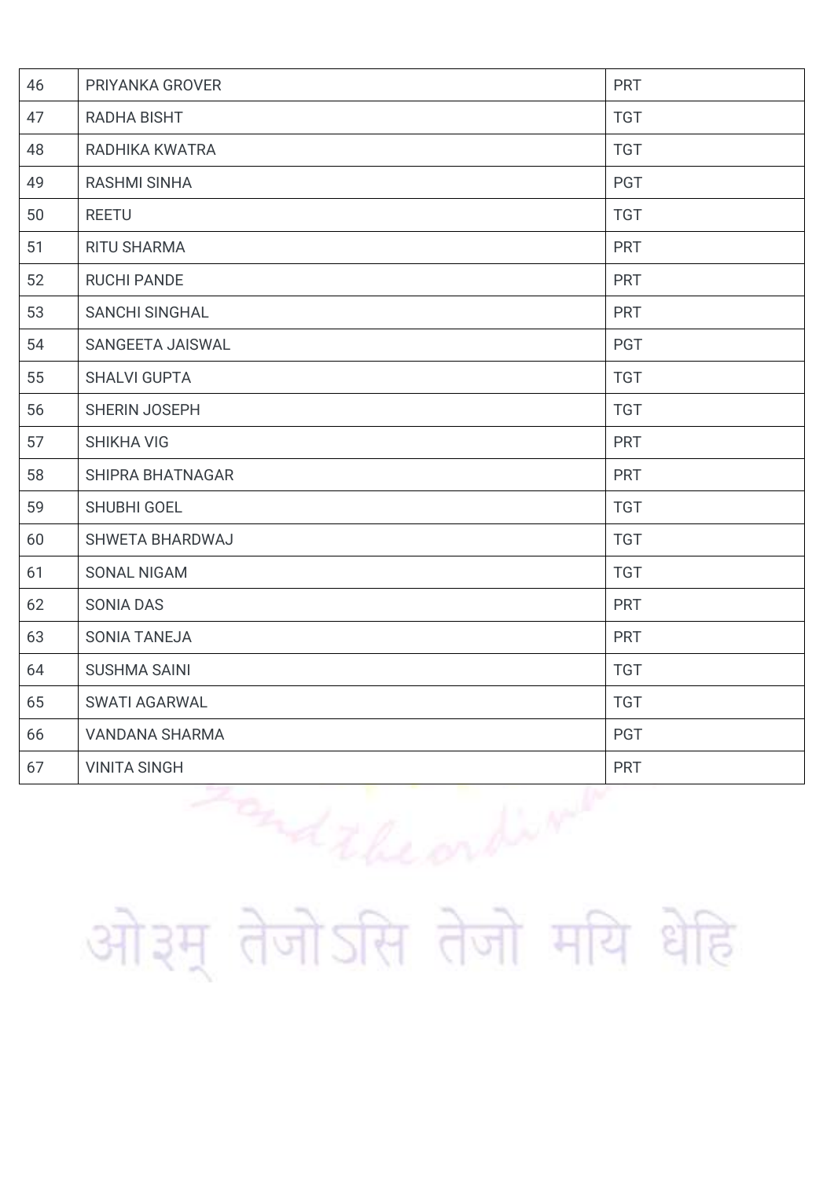| | | |
|---|---|---|
| 46 | PRIYANKA GROVER | PRT |
| 47 | RADHA BISHT | TGT |
| 48 | RADHIKA KWATRA | TGT |
| 49 | RASHMI SINHA | PGT |
| 50 | REETU | TGT |
| 51 | RITU SHARMA | PRT |
| 52 | RUCHI PANDE | PRT |
| 53 | SANCHI SINGHAL | PRT |
| 54 | SANGEETA JAISWAL | PGT |
| 55 | SHALVI GUPTA | TGT |
| 56 | SHERIN JOSEPH | TGT |
| 57 | SHIKHA VIG | PRT |
| 58 | SHIPRA BHATNAGAR | PRT |
| 59 | SHUBHI GOEL | TGT |
| 60 | SHWETA BHARDWAJ | TGT |
| 61 | SONAL NIGAM | TGT |
| 62 | SONIA DAS | PRT |
| 63 | SONIA TANEJA | PRT |
| 64 | SUSHMA SAINI | TGT |
| 65 | SWATI AGARWAL | TGT |
| 66 | VANDANA SHARMA | PGT |
| 67 | VINITA SINGH | PRT |